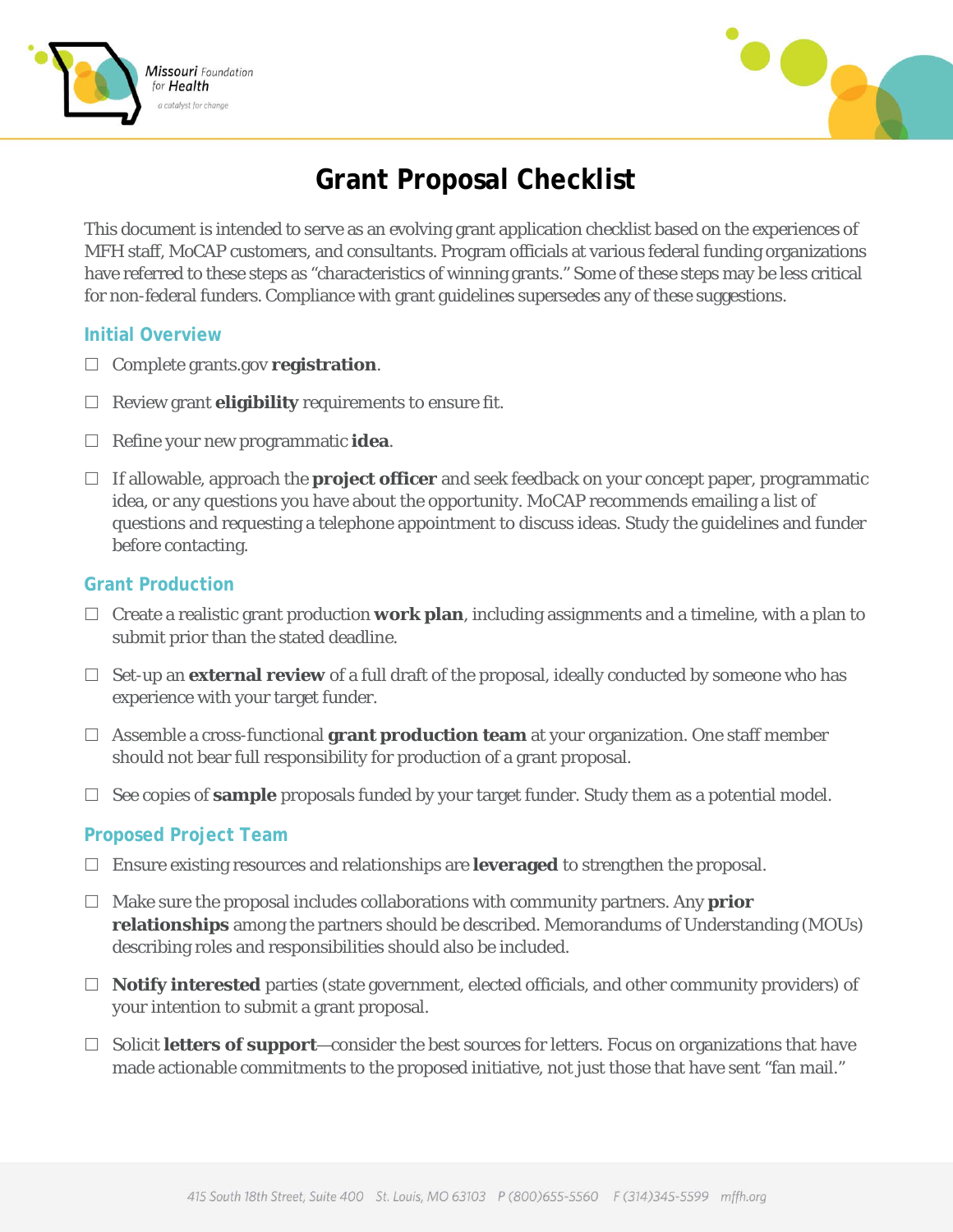# Grant Proposal Checklist

This document is intended to serve as an evolving grant application checklist based on the experiences of MFH staff, MoCAP customers, and consultants. Program officials at various federal funding organizations have referred to these steps as "characteristics of winning grants." Some of these steps may be less critical for non-federal funders. Compliance with grant guidelines supersedes any of these suggestions.

## Initial Overview

- ☐ Complete grants.gov **registration**.
- ☐ Review grant **eligibility** requirements to ensure fit.
- ☐ Refine your new programmatic **idea**.
- ☐ If allowable, approach the **project officer** and seek feedback on your concept paper, programmatic idea, or any questions you have about the opportunity. MoCAP recommends emailing a list of questions and requesting a telephone appointment to discuss ideas. Study the guidelines and funder before contacting.

## Grant Production

- ☐ Create a realistic grant production **work plan**, including assignments and a timeline, with a plan to submit prior than the stated deadline.
- ☐ Set-up an **external review** of a full draft of the proposal, ideally conducted by someone who has experience with your target funder.
- ☐ Assemble a cross-functional **grant production team** at your organization. One staff member should not bear full responsibility for production of a grant proposal.
- ☐ See copies of **sample** proposals funded by your target funder. Study them as a potential model.

## Proposed Project Team

- ☐ Ensure existing resources and relationships are **leveraged** to strengthen the proposal.
- ☐ Make sure the proposal includes collaborations with community partners. Any **prior relationships** among the partners should be described. Memorandums of Understanding (MOUs) describing roles and responsibilities should also be included.
- ☐ **Notify interested** parties (state government, elected officials, and other community providers) of your intention to submit a grant proposal.
- ☐ Solicit **letters of support**—consider the best sources for letters. Focus on organizations that have made actionable commitments to the proposed initiative, not just those that have sent "fan mail."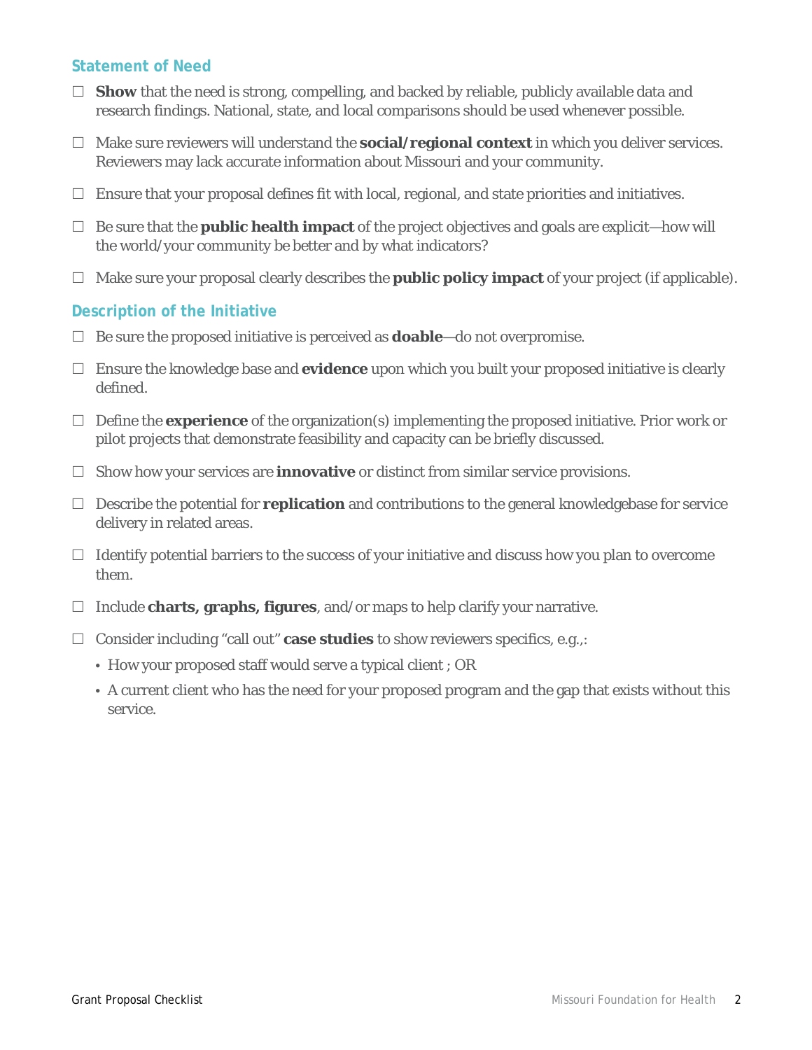## Statement of Need

- ☐ **Show** that the need is strong, compelling, and backed by reliable, publicly available data and research findings. National, state, and local comparisons should be used whenever possible.
- ☐ Make sure reviewers will understand the **social/regional context** in which you deliver services. Reviewers may lack accurate information about Missouri and your community.
- ☐ Ensure that your proposal defines fit with local, regional, and state priorities and initiatives.
- ☐ Be sure that the **public health impact** of the project objectives and goals are explicit—how will the world/your community be better and by what indicators?
- ☐ Make sure your proposal clearly describes the **public policy impact** of your project (if applicable).

## Description of the Initiative

- ☐ Be sure the proposed initiative is perceived as **doable**—do not overpromise.
- ☐ Ensure the knowledge base and **evidence** upon which you built your proposed initiative is clearly defined.
- ☐ Define the **experience** of the organization(s) implementing the proposed initiative. Prior work or pilot projects that demonstrate feasibility and capacity can be briefly discussed.
- ☐ Show how your services are **innovative** or distinct from similar service provisions.
- ☐ Describe the potential for **replication** and contributions to the general knowledgebase for service delivery in related areas.
- ☐ Identify potential barriers to the success of your initiative and discuss how you plan to overcome them.
- ☐ Include **charts, graphs, figures**, and/or maps to help clarify your narrative.
- ☐ Consider including “call out” **case studies** to show reviewers specifics, e.g.,:
  - How your proposed staff would serve a typical client ; OR
  - A current client who has the need for your proposed program and the gap that exists without this service.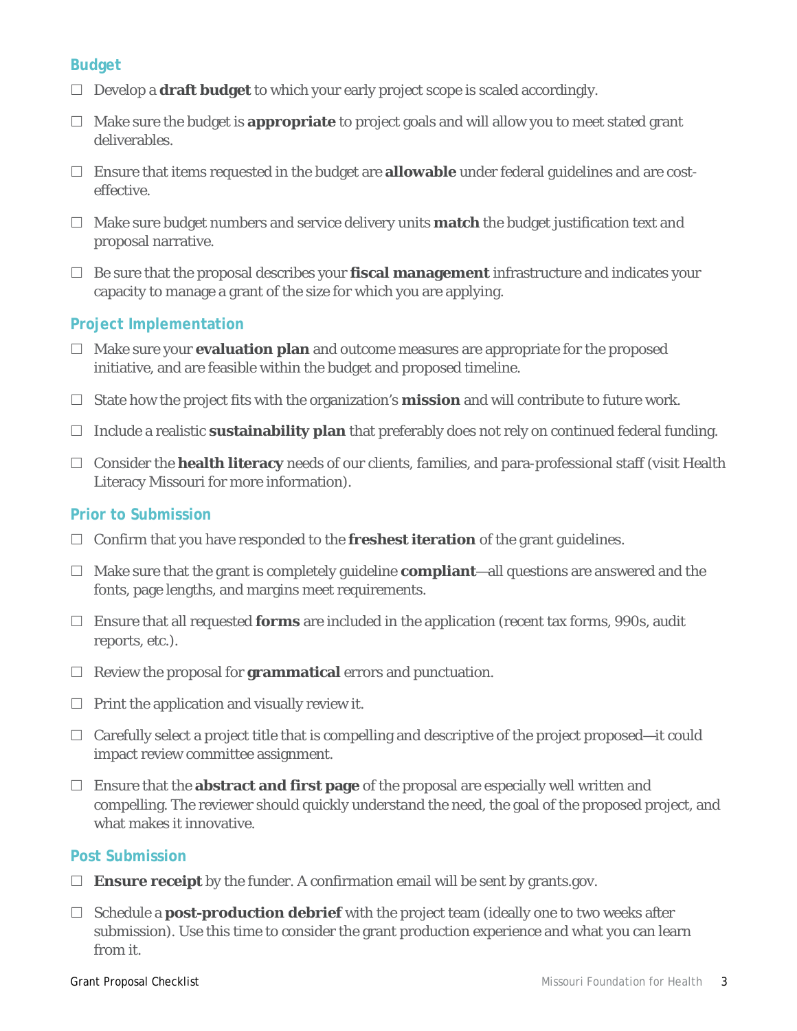## Budget

- ☐ Develop a **draft budget** to which your early project scope is scaled accordingly.
- ☐ Make sure the budget is **appropriate** to project goals and will allow you to meet stated grant deliverables.
- ☐ Ensure that items requested in the budget are **allowable** under federal guidelines and are cost-effective.
- ☐ Make sure budget numbers and service delivery units **match** the budget justification text and proposal narrative.
- ☐ Be sure that the proposal describes your **fiscal management** infrastructure and indicates your capacity to manage a grant of the size for which you are applying.

## Project Implementation

- ☐ Make sure your **evaluation plan** and outcome measures are appropriate for the proposed initiative, and are feasible within the budget and proposed timeline.
- ☐ State how the project fits with the organization's **mission** and will contribute to future work.
- ☐ Include a realistic **sustainability plan** that preferably does not rely on continued federal funding.
- ☐ Consider the **health literacy** needs of our clients, families, and para-professional staff (visit Health Literacy Missouri for more information).

## Prior to Submission

- ☐ Confirm that you have responded to the **freshest iteration** of the grant guidelines.
- ☐ Make sure that the grant is completely guideline **compliant**—all questions are answered and the fonts, page lengths, and margins meet requirements.
- ☐ Ensure that all requested **forms** are included in the application (recent tax forms, 990s, audit reports, etc.).
- ☐ Review the proposal for **grammatical** errors and punctuation.
- ☐ Print the application and visually review it.
- ☐ Carefully select a project title that is compelling and descriptive of the project proposed—it could impact review committee assignment.
- ☐ Ensure that the **abstract and first page** of the proposal are especially well written and compelling. The reviewer should quickly understand the need, the goal of the proposed project, and what makes it innovative.

## Post Submission

- ☐ **Ensure receipt** by the funder. A confirmation email will be sent by grants.gov.
- ☐ Schedule a **post-production debrief** with the project team (ideally one to two weeks after submission). Use this time to consider the grant production experience and what you can learn from it.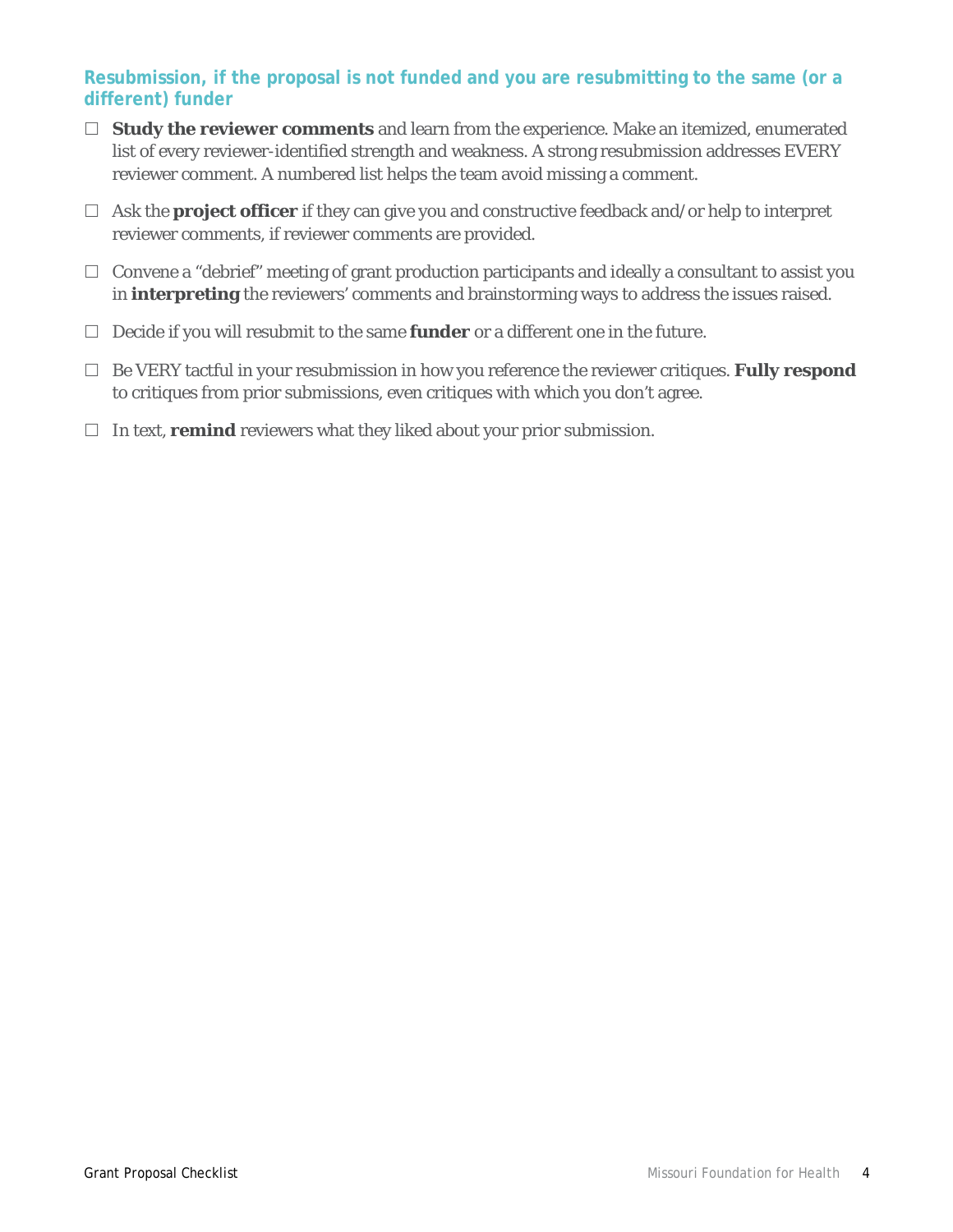### Resubmission, if the proposal is not funded and you are resubmitting to the same (or a different) funder

- ☐ **Study the reviewer comments** and learn from the experience. Make an itemized, enumerated list of every reviewer-identified strength and weakness. A strong resubmission addresses EVERY reviewer comment. A numbered list helps the team avoid missing a comment.
- ☐ Ask the **project officer** if they can give you and constructive feedback and/or help to interpret reviewer comments, if reviewer comments are provided.
- ☐ Convene a "debrief" meeting of grant production participants and ideally a consultant to assist you in **interpreting** the reviewers' comments and brainstorming ways to address the issues raised.
- ☐ Decide if you will resubmit to the same **funder** or a different one in the future.
- ☐ Be VERY tactful in your resubmission in how you reference the reviewer critiques. **Fully respond** to critiques from prior submissions, even critiques with which you don't agree.
- ☐ In text, **remind** reviewers what they liked about your prior submission.